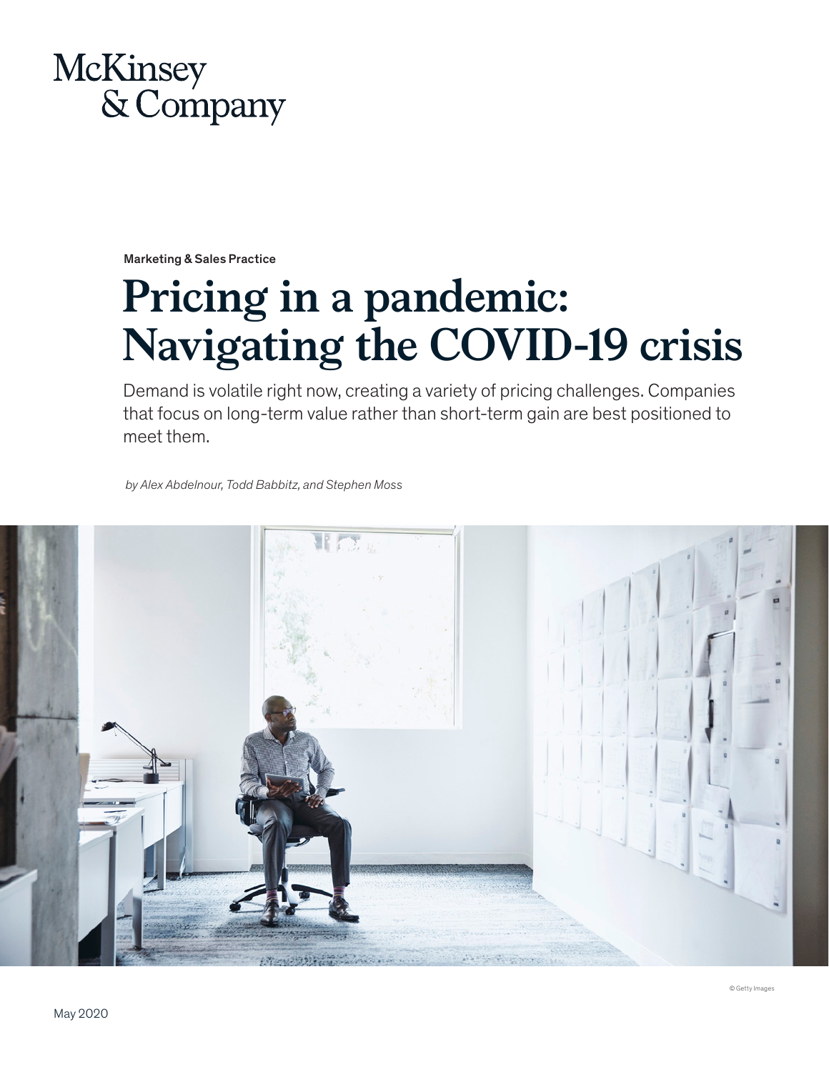McKinsey & Company

Marketing & Sales Practice

# Pricing in a pandemic: Navigating the COVID-19 crisis

Demand is volatile right now, creating a variety of pricing challenges. Companies that focus on long-term value rather than short-term gain are best positioned to meet them.

*by Alex Abdelnour, Todd Babbitz, and Stephen Moss*

© Getty Images

May 2020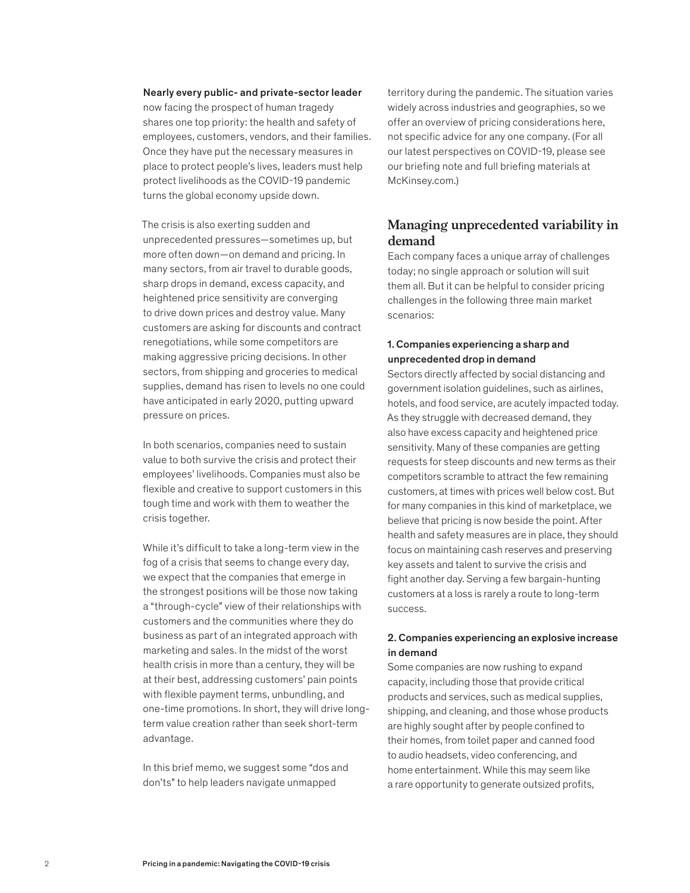**Nearly every public- and private-sector leader** now facing the prospect of human tragedy shares one top priority: the health and safety of employees, customers, vendors, and their families. Once they have put the necessary measures in place to protect people's lives, leaders must help protect livelihoods as the COVID-19 pandemic turns the global economy upside down.

The crisis is also exerting sudden and unprecedented pressures—sometimes up, but more often down—on demand and pricing. In many sectors, from air travel to durable goods, sharp drops in demand, excess capacity, and heightened price sensitivity are converging to drive down prices and destroy value. Many customers are asking for discounts and contract renegotiations, while some competitors are making aggressive pricing decisions. In other sectors, from shipping and groceries to medical supplies, demand has risen to levels no one could have anticipated in early 2020, putting upward pressure on prices.

In both scenarios, companies need to sustain value to both survive the crisis and protect their employees' livelihoods. Companies must also be flexible and creative to support customers in this tough time and work with them to weather the crisis together.

While it's difficult to take a long-term view in the fog of a crisis that seems to change every day, we expect that the companies that emerge in the strongest positions will be those now taking a "through-cycle" view of their relationships with customers and the communities where they do business as part of an integrated approach with marketing and sales. In the midst of the worst health crisis in more than a century, they will be at their best, addressing customers' pain points with flexible payment terms, unbundling, and one-time promotions. In short, they will drive long-term value creation rather than seek short-term advantage.

In this brief memo, we suggest some "dos and don'ts" to help leaders navigate unmapped territory during the pandemic. The situation varies widely across industries and geographies, so we offer an overview of pricing considerations here, not specific advice for any one company. (For all our latest perspectives on COVID-19, please see our briefing note and full briefing materials at McKinsey.com.)

## Managing unprecedented variability in demand

Each company faces a unique array of challenges today; no single approach or solution will suit them all. But it can be helpful to consider pricing challenges in the following three main market scenarios:

### 1. Companies experiencing a sharp and unprecedented drop in demand

Sectors directly affected by social distancing and government isolation guidelines, such as airlines, hotels, and food service, are acutely impacted today. As they struggle with decreased demand, they also have excess capacity and heightened price sensitivity. Many of these companies are getting requests for steep discounts and new terms as their competitors scramble to attract the few remaining customers, at times with prices well below cost. But for many companies in this kind of marketplace, we believe that pricing is now beside the point. After health and safety measures are in place, they should focus on maintaining cash reserves and preserving key assets and talent to survive the crisis and fight another day. Serving a few bargain-hunting customers at a loss is rarely a route to long-term success.

### 2. Companies experiencing an explosive increase in demand

Some companies are now rushing to expand capacity, including those that provide critical products and services, such as medical supplies, shipping, and cleaning, and those whose products are highly sought after by people confined to their homes, from toilet paper and canned food to audio headsets, video conferencing, and home entertainment. While this may seem like a rare opportunity to generate outsized profits,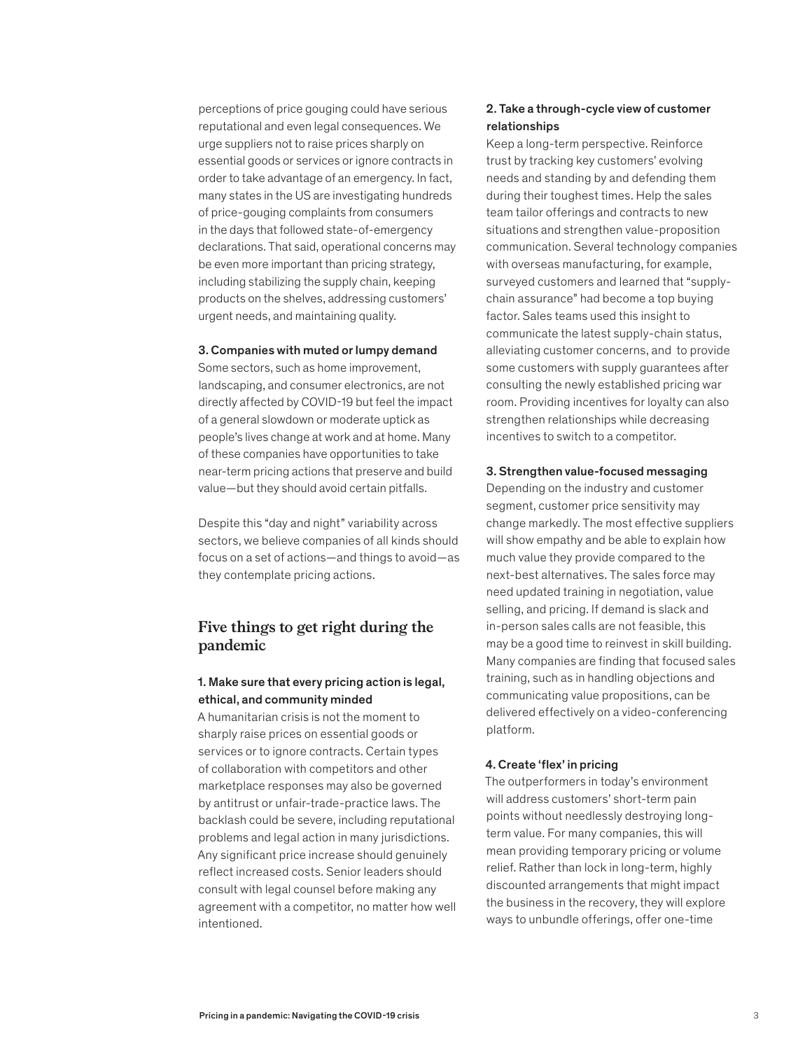perceptions of price gouging could have serious reputational and even legal consequences. We urge suppliers not to raise prices sharply on essential goods or services or ignore contracts in order to take advantage of an emergency. In fact, many states in the US are investigating hundreds of price-gouging complaints from consumers in the days that followed state-of-emergency declarations. That said, operational concerns may be even more important than pricing strategy, including stabilizing the supply chain, keeping products on the shelves, addressing customers' urgent needs, and maintaining quality.

**3. Companies with muted or lumpy demand**

Some sectors, such as home improvement, landscaping, and consumer electronics, are not directly affected by COVID-19 but feel the impact of a general slowdown or moderate uptick as people's lives change at work and at home. Many of these companies have opportunities to take near-term pricing actions that preserve and build value—but they should avoid certain pitfalls.

Despite this "day and night" variability across sectors, we believe companies of all kinds should focus on a set of actions—and things to avoid—as they contemplate pricing actions.

## Five things to get right during the pandemic

**1. Make sure that every pricing action is legal, ethical, and community minded**

A humanitarian crisis is not the moment to sharply raise prices on essential goods or services or to ignore contracts. Certain types of collaboration with competitors and other marketplace responses may also be governed by antitrust or unfair-trade-practice laws. The backlash could be severe, including reputational problems and legal action in many jurisdictions. Any significant price increase should genuinely reflect increased costs. Senior leaders should consult with legal counsel before making any agreement with a competitor, no matter how well intentioned.

**2. Take a through-cycle view of customer relationships**

Keep a long-term perspective. Reinforce trust by tracking key customers' evolving needs and standing by and defending them during their toughest times. Help the sales team tailor offerings and contracts to new situations and strengthen value-proposition communication. Several technology companies with overseas manufacturing, for example, surveyed customers and learned that "supply-chain assurance" had become a top buying factor. Sales teams used this insight to communicate the latest supply-chain status, alleviating customer concerns, and to provide some customers with supply guarantees after consulting the newly established pricing war room. Providing incentives for loyalty can also strengthen relationships while decreasing incentives to switch to a competitor.

**3. Strengthen value-focused messaging**

Depending on the industry and customer segment, customer price sensitivity may change markedly. The most effective suppliers will show empathy and be able to explain how much value they provide compared to the next-best alternatives. The sales force may need updated training in negotiation, value selling, and pricing. If demand is slack and in-person sales calls are not feasible, this may be a good time to reinvest in skill building. Many companies are finding that focused sales training, such as in handling objections and communicating value propositions, can be delivered effectively on a video-conferencing platform.

**4. Create 'flex' in pricing**

The outperformers in today's environment will address customers' short-term pain points without needlessly destroying long-term value. For many companies, this will mean providing temporary pricing or volume relief. Rather than lock in long-term, highly discounted arrangements that might impact the business in the recovery, they will explore ways to unbundle offerings, offer one-time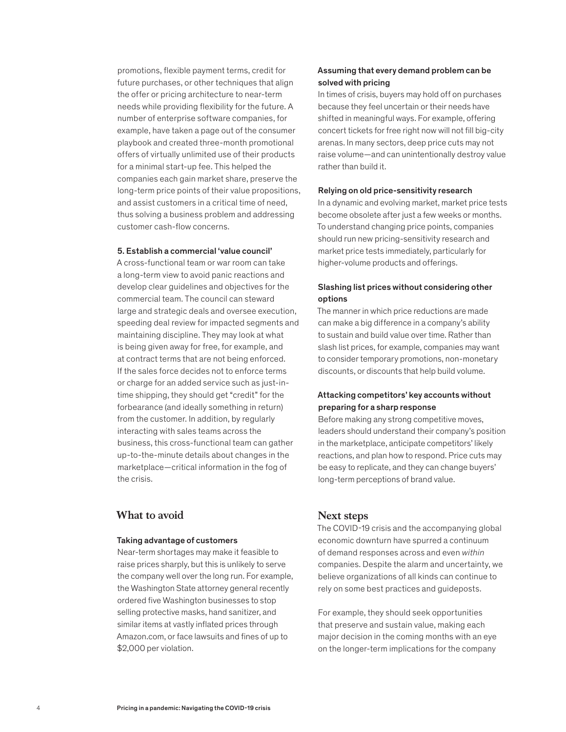promotions, flexible payment terms, credit for future purchases, or other techniques that align the offer or pricing architecture to near-term needs while providing flexibility for the future. A number of enterprise software companies, for example, have taken a page out of the consumer playbook and created three-month promotional offers of virtually unlimited use of their products for a minimal start-up fee. This helped the companies each gain market share, preserve the long-term price points of their value propositions, and assist customers in a critical time of need, thus solving a business problem and addressing customer cash-flow concerns.

**5. Establish a commercial 'value council'**

A cross-functional team or war room can take a long-term view to avoid panic reactions and develop clear guidelines and objectives for the commercial team. The council can steward large and strategic deals and oversee execution, speeding deal review for impacted segments and maintaining discipline. They may look at what is being given away for free, for example, and at contract terms that are not being enforced. If the sales force decides not to enforce terms or charge for an added service such as just-in-time shipping, they should get "credit" for the forbearance (and ideally something in return) from the customer. In addition, by regularly interacting with sales teams across the business, this cross-functional team can gather up-to-the-minute details about changes in the marketplace—critical information in the fog of the crisis.

## What to avoid

**Taking advantage of customers**

Near-term shortages may make it feasible to raise prices sharply, but this is unlikely to serve the company well over the long run. For example, the Washington State attorney general recently ordered five Washington businesses to stop selling protective masks, hand sanitizer, and similar items at vastly inflated prices through Amazon.com, or face lawsuits and fines of up to $2,000 per violation.

**Assuming that every demand problem can be solved with pricing**

In times of crisis, buyers may hold off on purchases because they feel uncertain or their needs have shifted in meaningful ways. For example, offering concert tickets for free right now will not fill big-city arenas. In many sectors, deep price cuts may not raise volume—and can unintentionally destroy value rather than build it.

**Relying on old price-sensitivity research**

In a dynamic and evolving market, market price tests become obsolete after just a few weeks or months. To understand changing price points, companies should run new pricing-sensitivity research and market price tests immediately, particularly for higher-volume products and offerings.

**Slashing list prices without considering other options**

The manner in which price reductions are made can make a big difference in a company's ability to sustain and build value over time. Rather than slash list prices, for example, companies may want to consider temporary promotions, non-monetary discounts, or discounts that help build volume.

**Attacking competitors' key accounts without preparing for a sharp response**

Before making any strong competitive moves, leaders should understand their company's position in the marketplace, anticipate competitors' likely reactions, and plan how to respond. Price cuts may be easy to replicate, and they can change buyers' long-term perceptions of brand value.

## Next steps

The COVID-19 crisis and the accompanying global economic downturn have spurred a continuum of demand responses across and even *within* companies. Despite the alarm and uncertainty, we believe organizations of all kinds can continue to rely on some best practices and guideposts.

For example, they should seek opportunities that preserve and sustain value, making each major decision in the coming months with an eye on the longer-term implications for the company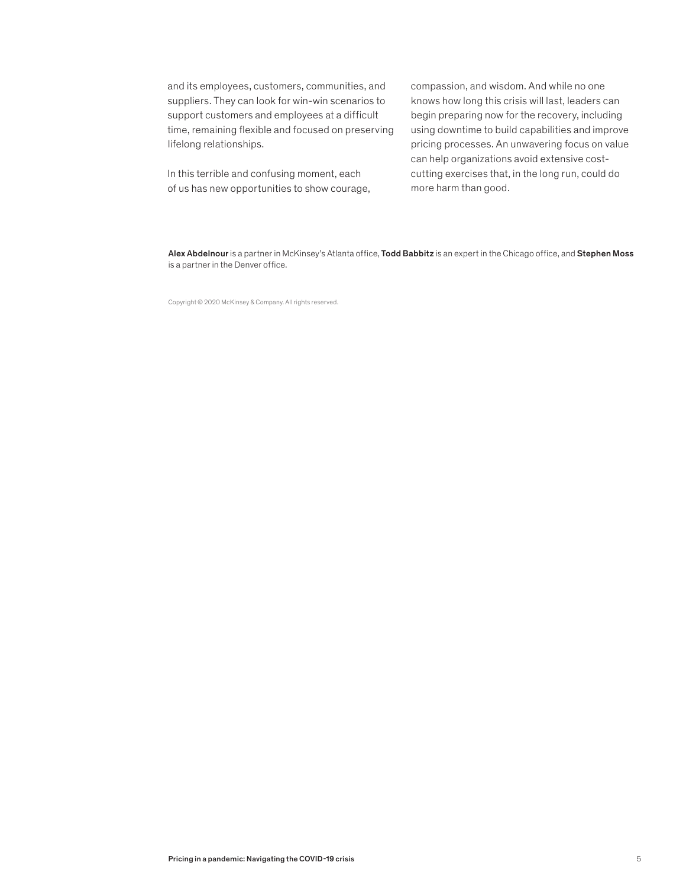and its employees, customers, communities, and suppliers. They can look for win-win scenarios to support customers and employees at a difficult time, remaining flexible and focused on preserving lifelong relationships.

In this terrible and confusing moment, each of us has new opportunities to show courage, compassion, and wisdom. And while no one knows how long this crisis will last, leaders can begin preparing now for the recovery, including using downtime to build capabilities and improve pricing processes. An unwavering focus on value can help organizations avoid extensive cost-cutting exercises that, in the long run, could do more harm than good.

**Alex Abdelnour** is a partner in McKinsey's Atlanta office, **Todd Babbitz** is an expert in the Chicago office, and **Stephen Moss** is a partner in the Denver office.

Copyright © 2020 McKinsey & Company. All rights reserved.